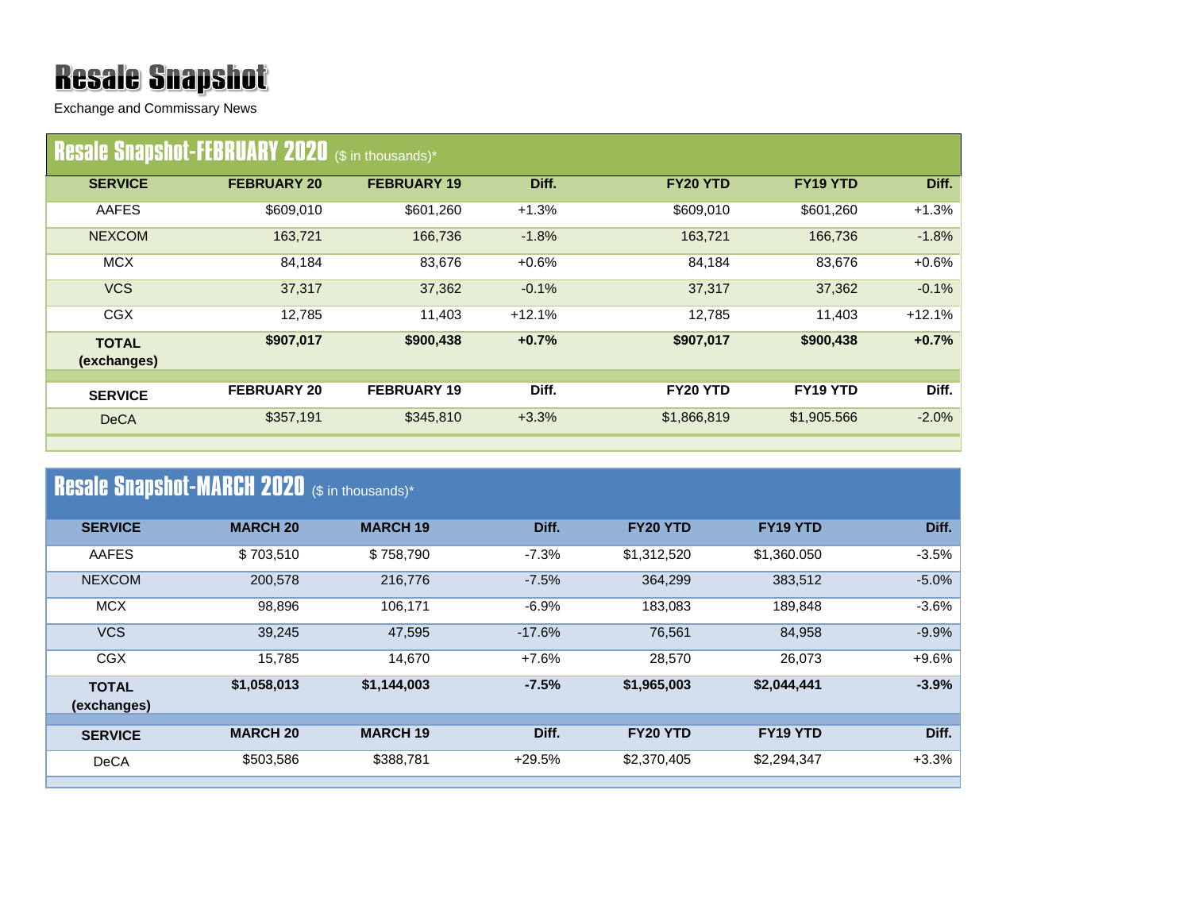# Resale Snapshot

Exchange and Commissary News

## Resale Snapshot-FEBRUARY 2020 ($ in thousands)*

| SERVICE | FEBRUARY 20 | FEBRUARY 19 | Diff. | FY20 YTD | FY19 YTD | Diff. |
|---|---|---|---|---|---|---|
| AAFES | $609,010 | $601,260 | +1.3% | $609,010 | $601,260 | +1.3% |
| NEXCOM | 163,721 | 166,736 | -1.8% | 163,721 | 166,736 | -1.8% |
| MCX | 84,184 | 83,676 | +0.6% | 84,184 | 83,676 | +0.6% |
| VCS | 37,317 | 37,362 | -0.1% | 37,317 | 37,362 | -0.1% |
| CGX | 12,785 | 11,403 | +12.1% | 12,785 | 11,403 | +12.1% |
| **TOTAL (exchanges)** | **$907,017** | **$900,438** | **+0.7%** | **$907,017** | **$900,438** | **+0.7%** |
| **SERVICE** | **FEBRUARY 20** | **FEBRUARY 19** | **Diff.** | **FY20 YTD** | **FY19 YTD** | **Diff.** |
| DeCA | $357,191 | $345,810 | +3.3% | $1,866,819 | $1,905.566 | -2.0% |

## Resale Snapshot-MARCH 2020 ($ in thousands)*

| SERVICE | MARCH 20 | MARCH 19 | Diff. | FY20 YTD | FY19 YTD | Diff. |
|---|---|---|---|---|---|---|
| AAFES | $ 703,510 | $ 758,790 | -7.3% | $1,312,520 | $1,360.050 | -3.5% |
| NEXCOM | 200,578 | 216,776 | -7.5% | 364,299 | 383,512 | -5.0% |
| MCX | 98,896 | 106,171 | -6.9% | 183,083 | 189,848 | -3.6% |
| VCS | 39,245 | 47,595 | -17.6% | 76,561 | 84,958 | -9.9% |
| CGX | 15,785 | 14,670 | +7.6% | 28,570 | 26,073 | +9.6% |
| **TOTAL (exchanges)** | **$1,058,013** | **$1,144,003** | **-7.5%** | **$1,965,003** | **$2,044,441** | **-3.9%** |
| **SERVICE** | **MARCH 20** | **MARCH 19** | **Diff.** | **FY20 YTD** | **FY19 YTD** | **Diff.** |
| DeCA | $503,586 | $388,781 | +29.5% | $2,370,405 | $2,294,347 | +3.3% |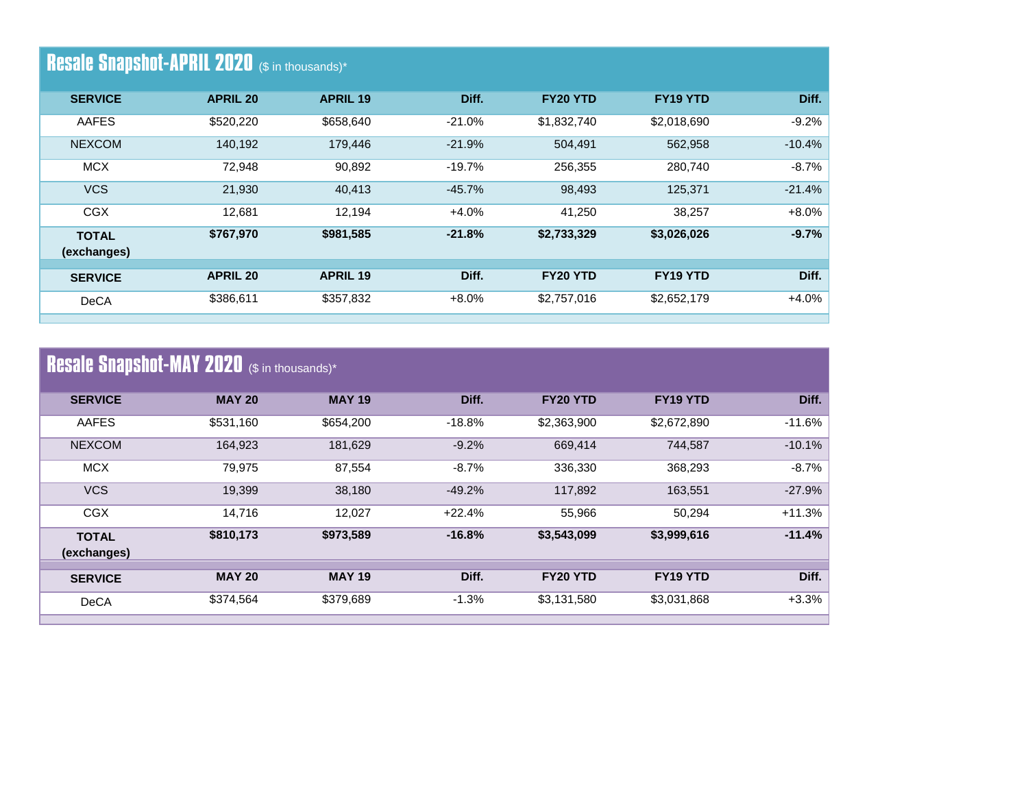## Resale Snapshot-APRIL 2020 ($ in thousands)*

| SERVICE | APRIL 20 | APRIL 19 | Diff. | FY20 YTD | FY19 YTD | Diff. |
|---|---|---|---|---|---|---|
| AAFES | $520,220 | $658,640 | -21.0% | $1,832,740 | $2,018,690 | -9.2% |
| NEXCOM | 140,192 | 179,446 | -21.9% | 504,491 | 562,958 | -10.4% |
| MCX | 72,948 | 90,892 | -19.7% | 256,355 | 280,740 | -8.7% |
| VCS | 21,930 | 40,413 | -45.7% | 98,493 | 125,371 | -21.4% |
| CGX | 12,681 | 12,194 | +4.0% | 41,250 | 38,257 | +8.0% |
| **TOTAL (exchanges)** | **$767,970** | **$981,585** | **-21.8%** | **$2,733,329** | **$3,026,026** | **-9.7%** |
| **SERVICE** | **APRIL 20** | **APRIL 19** | **Diff.** | **FY20 YTD** | **FY19 YTD** | **Diff.** |
| DeCA | $386,611 | $357,832 | +8.0% | $2,757,016 | $2,652,179 | +4.0% |

## Resale Snapshot-MAY 2020 ($ in thousands)*

| SERVICE | MAY 20 | MAY 19 | Diff. | FY20 YTD | FY19 YTD | Diff. |
|---|---|---|---|---|---|---|
| AAFES | $531,160 | $654,200 | -18.8% | $2,363,900 | $2,672,890 | -11.6% |
| NEXCOM | 164,923 | 181,629 | -9.2% | 669,414 | 744,587 | -10.1% |
| MCX | 79,975 | 87,554 | -8.7% | 336,330 | 368,293 | -8.7% |
| VCS | 19,399 | 38,180 | -49.2% | 117,892 | 163,551 | -27.9% |
| CGX | 14,716 | 12,027 | +22.4% | 55,966 | 50,294 | +11.3% |
| **TOTAL (exchanges)** | **$810,173** | **$973,589** | **-16.8%** | **$3,543,099** | **$3,999,616** | **-11.4%** |
| **SERVICE** | **MAY 20** | **MAY 19** | **Diff.** | **FY20 YTD** | **FY19 YTD** | **Diff.** |
| DeCA | $374,564 | $379,689 | -1.3% | $3,131,580 | $3,031,868 | +3.3% |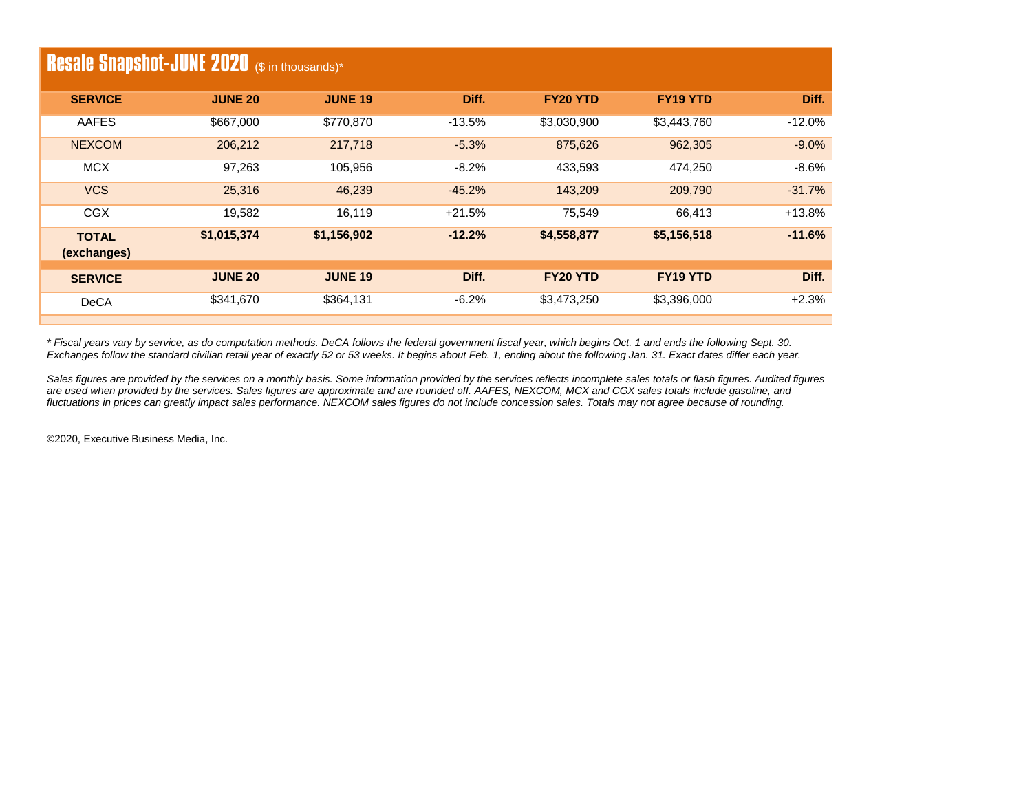# Resale Snapshot-JUNE 2020 ($ in thousands)*

| SERVICE | JUNE 20 | JUNE 19 | Diff. | FY20 YTD | FY19 YTD | Diff. |
|---|---|---|---|---|---|---|
| AAFES | $667,000 | $770,870 | -13.5% | $3,030,900 | $3,443,760 | -12.0% |
| NEXCOM | 206,212 | 217,718 | -5.3% | 875,626 | 962,305 | -9.0% |
| MCX | 97,263 | 105,956 | -8.2% | 433,593 | 474,250 | -8.6% |
| VCS | 25,316 | 46,239 | -45.2% | 143,209 | 209,790 | -31.7% |
| CGX | 19,582 | 16,119 | +21.5% | 75,549 | 66,413 | +13.8% |
| **TOTAL (exchanges)** | **$1,015,374** | **$1,156,902** | **-12.2%** | **$4,558,877** | **$5,156,518** | **-11.6%** |
| **SERVICE** | **JUNE 20** | **JUNE 19** | **Diff.** | **FY20 YTD** | **FY19 YTD** | **Diff.** |
| DeCA | $341,670 | $364,131 | -6.2% | $3,473,250 | $3,396,000 | +2.3% |

*\* Fiscal years vary by service, as do computation methods. DeCA follows the federal government fiscal year, which begins Oct. 1 and ends the following Sept. 30. Exchanges follow the standard civilian retail year of exactly 52 or 53 weeks. It begins about Feb. 1, ending about the following Jan. 31. Exact dates differ each year.*

*Sales figures are provided by the services on a monthly basis. Some information provided by the services reflects incomplete sales totals or flash figures. Audited figures are used when provided by the services. Sales figures are approximate and are rounded off. AAFES, NEXCOM, MCX and CGX sales totals include gasoline, and fluctuations in prices can greatly impact sales performance. NEXCOM sales figures do not include concession sales. Totals may not agree because of rounding.*

©2020, Executive Business Media, Inc.